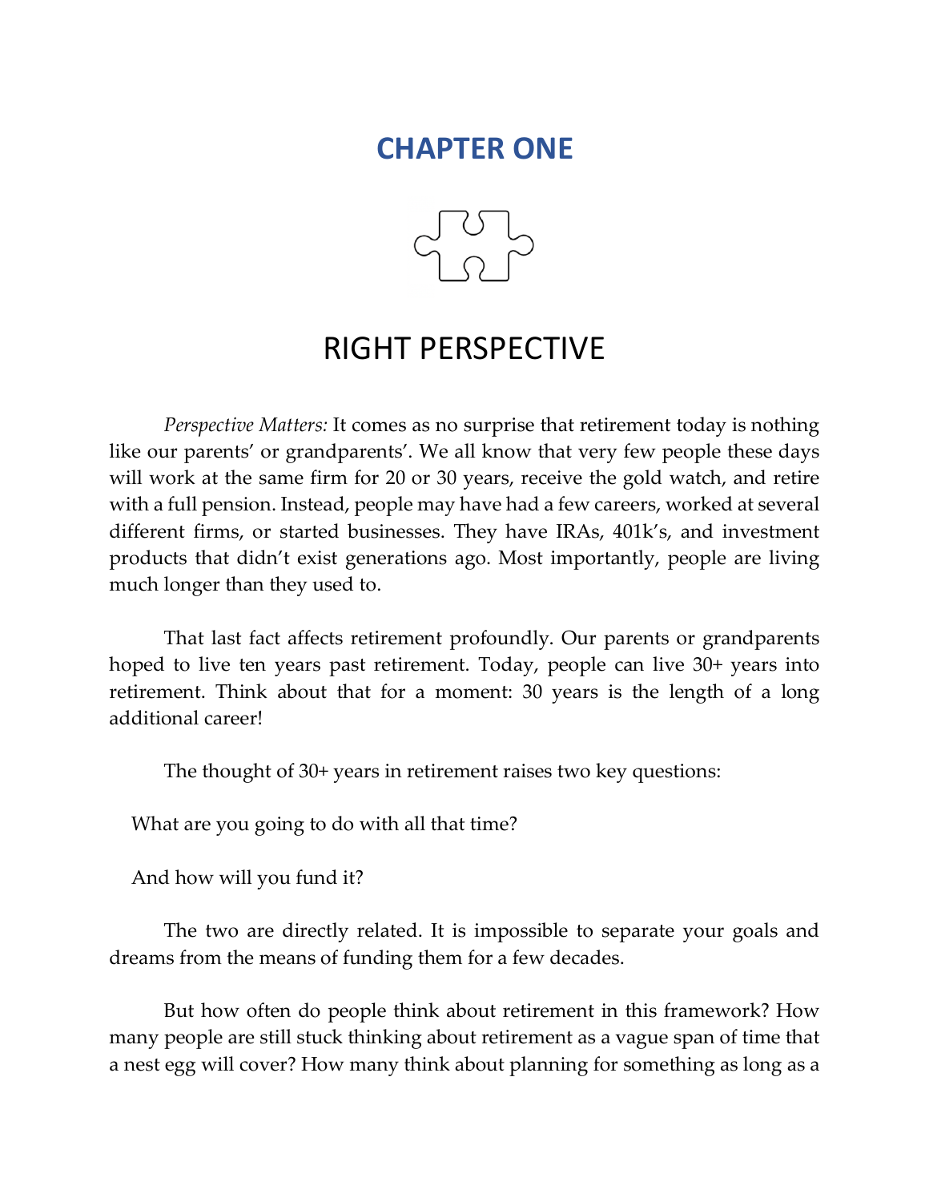# CHAPTER ONE

## RIGHT PERSPECTIVE

*Perspective Matters:* It comes as no surprise that retirement today is nothing like our parents' or grandparents'. We all know that very few people these days will work at the same firm for 20 or 30 years, receive the gold watch, and retire with a full pension. Instead, people may have had a few careers, worked at several different firms, or started businesses. They have IRAs, 401k's, and investment products that didn't exist generations ago. Most importantly, people are living much longer than they used to.

That last fact affects retirement profoundly. Our parents or grandparents hoped to live ten years past retirement. Today, people can live 30+ years into retirement. Think about that for a moment: 30 years is the length of a long additional career!

The thought of 30+ years in retirement raises two key questions:

What are you going to do with all that time?

And how will you fund it?

The two are directly related. It is impossible to separate your goals and dreams from the means of funding them for a few decades.

But how often do people think about retirement in this framework? How many people are still stuck thinking about retirement as a vague span of time that a nest egg will cover? How many think about planning for something as long as a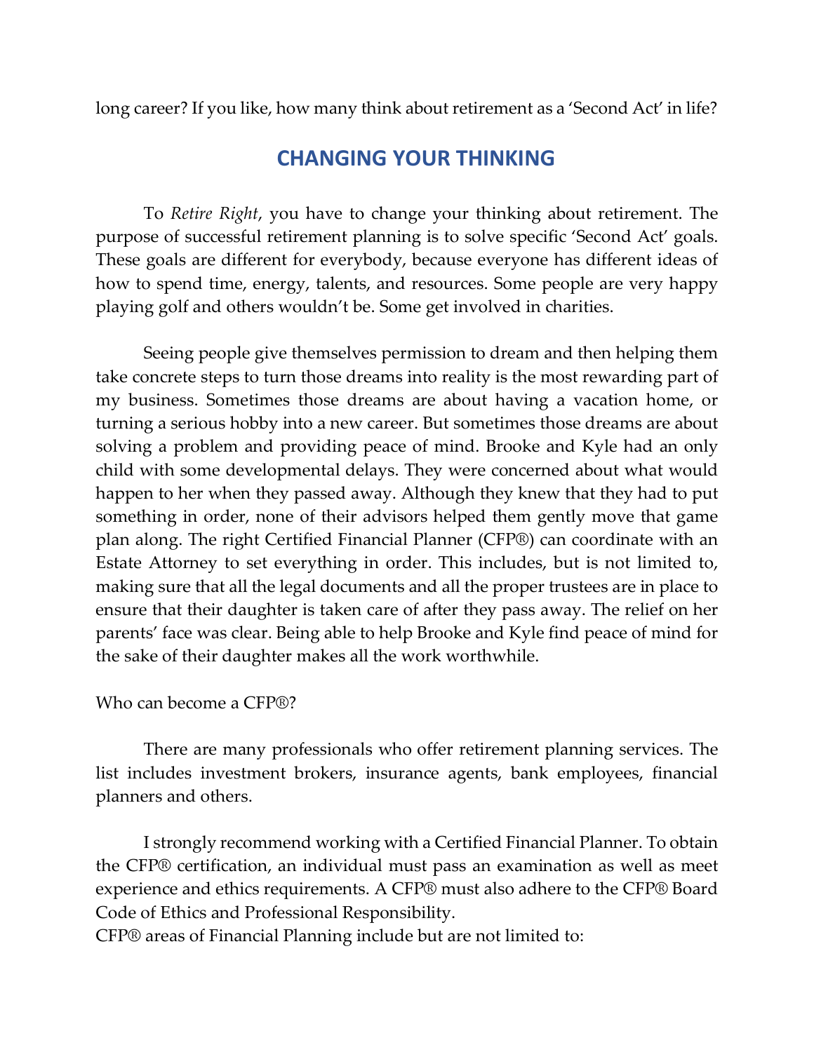long career? If you like, how many think about retirement as a 'Second Act' in life?

## CHANGING YOUR THINKING

To *Retire Right*, you have to change your thinking about retirement. The purpose of successful retirement planning is to solve specific 'Second Act' goals. These goals are different for everybody, because everyone has different ideas of how to spend time, energy, talents, and resources. Some people are very happy playing golf and others wouldn't be. Some get involved in charities.

Seeing people give themselves permission to dream and then helping them take concrete steps to turn those dreams into reality is the most rewarding part of my business. Sometimes those dreams are about having a vacation home, or turning a serious hobby into a new career. But sometimes those dreams are about solving a problem and providing peace of mind. Brooke and Kyle had an only child with some developmental delays. They were concerned about what would happen to her when they passed away. Although they knew that they had to put something in order, none of their advisors helped them gently move that game plan along. The right Certified Financial Planner (CFP®) can coordinate with an Estate Attorney to set everything in order. This includes, but is not limited to, making sure that all the legal documents and all the proper trustees are in place to ensure that their daughter is taken care of after they pass away. The relief on her parents' face was clear. Being able to help Brooke and Kyle find peace of mind for the sake of their daughter makes all the work worthwhile.

Who can become a CFP®?

There are many professionals who offer retirement planning services. The list includes investment brokers, insurance agents, bank employees, financial planners and others.

I strongly recommend working with a Certified Financial Planner. To obtain the CFP® certification, an individual must pass an examination as well as meet experience and ethics requirements. A CFP® must also adhere to the CFP® Board Code of Ethics and Professional Responsibility.

CFP® areas of Financial Planning include but are not limited to: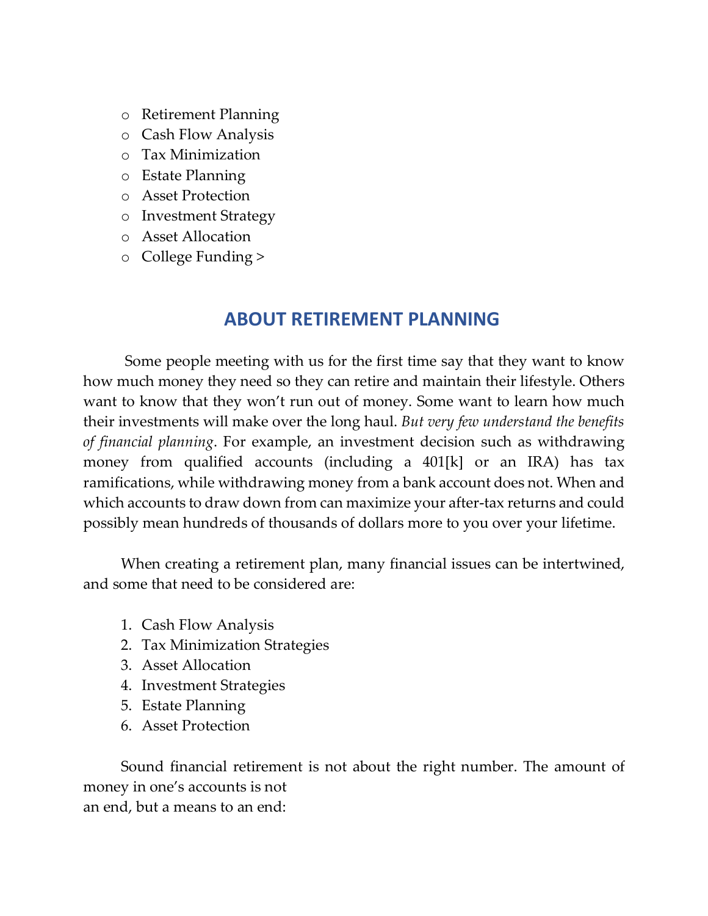- Retirement Planning
- Cash Flow Analysis
- Tax Minimization
- Estate Planning
- Asset Protection
- Investment Strategy
- Asset Allocation
- College Funding >

## ABOUT RETIREMENT PLANNING

Some people meeting with us for the first time say that they want to know how much money they need so they can retire and maintain their lifestyle. Others want to know that they won't run out of money. Some want to learn how much their investments will make over the long haul. *But very few understand the benefits of financial planning*. For example, an investment decision such as withdrawing money from qualified accounts (including a 401[k] or an IRA) has tax ramifications, while withdrawing money from a bank account does not. When and which accounts to draw down from can maximize your after-tax returns and could possibly mean hundreds of thousands of dollars more to you over your lifetime.

When creating a retirement plan, many financial issues can be intertwined, and some that need to be considered are:

1. Cash Flow Analysis
2. Tax Minimization Strategies
3. Asset Allocation
4. Investment Strategies
5. Estate Planning
6. Asset Protection

Sound financial retirement is not about the right number. The amount of money in one's accounts is not an end, but a means to an end: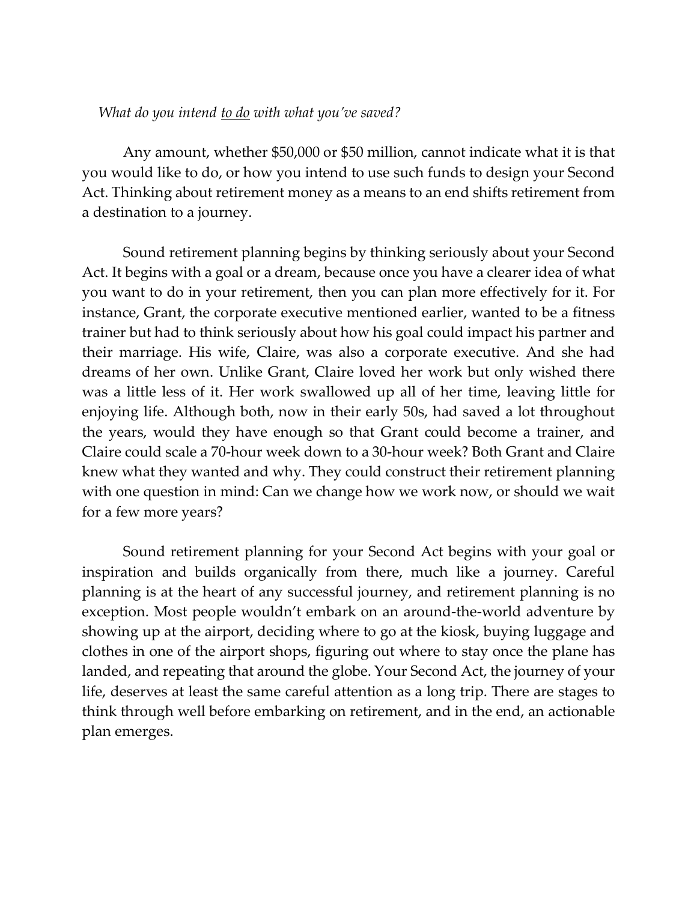*What do you intend <u>to do</u> with what you've saved?*

Any amount, whether $50,000 or $50 million, cannot indicate what it is that you would like to do, or how you intend to use such funds to design your Second Act. Thinking about retirement money as a means to an end shifts retirement from a destination to a journey.

Sound retirement planning begins by thinking seriously about your Second Act. It begins with a goal or a dream, because once you have a clearer idea of what you want to do in your retirement, then you can plan more effectively for it. For instance, Grant, the corporate executive mentioned earlier, wanted to be a fitness trainer but had to think seriously about how his goal could impact his partner and their marriage. His wife, Claire, was also a corporate executive. And she had dreams of her own. Unlike Grant, Claire loved her work but only wished there was a little less of it. Her work swallowed up all of her time, leaving little for enjoying life. Although both, now in their early 50s, had saved a lot throughout the years, would they have enough so that Grant could become a trainer, and Claire could scale a 70-hour week down to a 30-hour week? Both Grant and Claire knew what they wanted and why. They could construct their retirement planning with one question in mind: Can we change how we work now, or should we wait for a few more years?

Sound retirement planning for your Second Act begins with your goal or inspiration and builds organically from there, much like a journey. Careful planning is at the heart of any successful journey, and retirement planning is no exception. Most people wouldn't embark on an around-the-world adventure by showing up at the airport, deciding where to go at the kiosk, buying luggage and clothes in one of the airport shops, figuring out where to stay once the plane has landed, and repeating that around the globe. Your Second Act, the journey of your life, deserves at least the same careful attention as a long trip. There are stages to think through well before embarking on retirement, and in the end, an actionable plan emerges.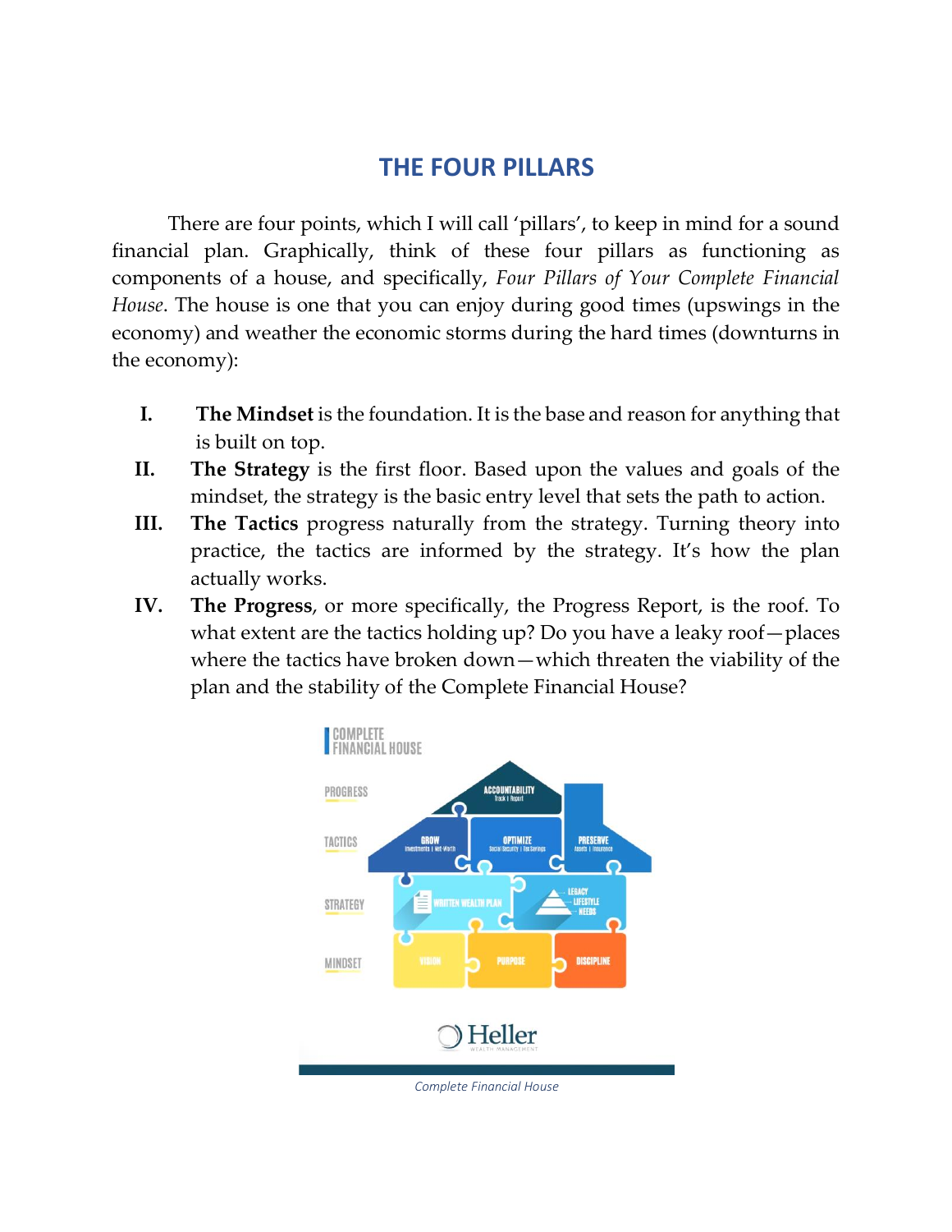# THE FOUR PILLARS

There are four points, which I will call 'pillars', to keep in mind for a sound financial plan. Graphically, think of these four pillars as functioning as components of a house, and specifically, *Four Pillars of Your Complete Financial House*. The house is one that you can enjoy during good times (upswings in the economy) and weather the economic storms during the hard times (downturns in the economy):

I. **The Mindset** is the foundation. It is the base and reason for anything that is built on top.

II. **The Strategy** is the first floor. Based upon the values and goals of the mindset, the strategy is the basic entry level that sets the path to action.

III. **The Tactics** progress naturally from the strategy. Turning theory into practice, the tactics are informed by the strategy. It's how the plan actually works.

IV. **The Progress**, or more specifically, the Progress Report, is the roof. To what extent are the tactics holding up? Do you have a leaky roof—places where the tactics have broken down—which threaten the viability of the plan and the stability of the Complete Financial House?

*Complete Financial House*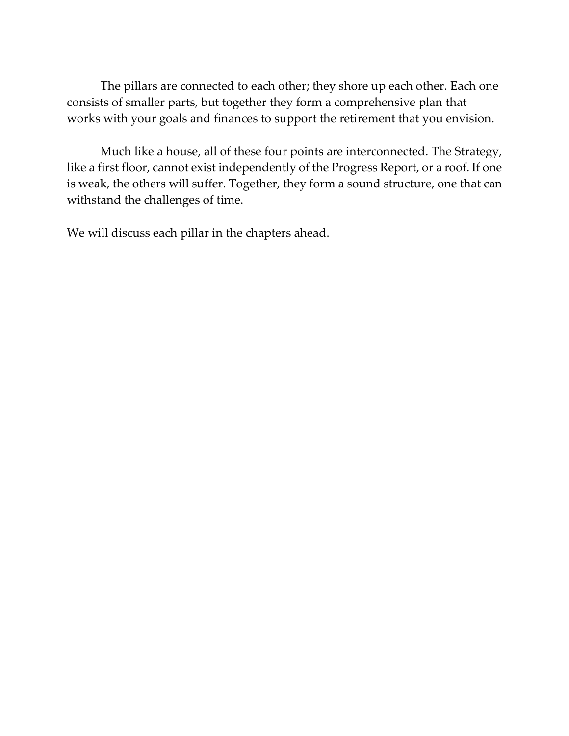The pillars are connected to each other; they shore up each other. Each one consists of smaller parts, but together they form a comprehensive plan that works with your goals and finances to support the retirement that you envision.

Much like a house, all of these four points are interconnected. The Strategy, like a first floor, cannot exist independently of the Progress Report, or a roof. If one is weak, the others will suffer. Together, they form a sound structure, one that can withstand the challenges of time.

We will discuss each pillar in the chapters ahead.